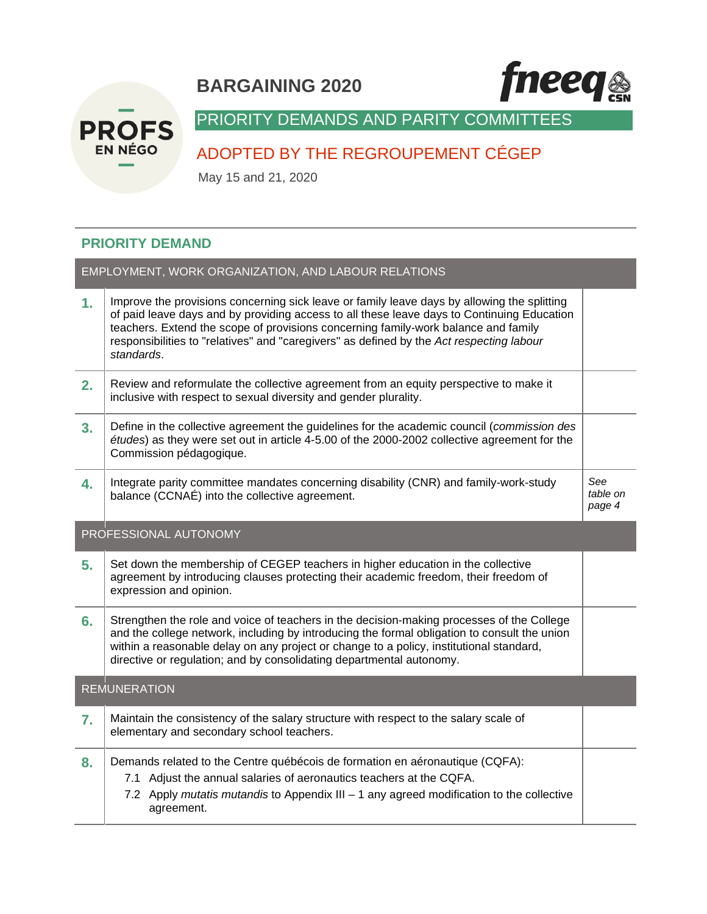# BARGAINING 2020

PROFS EN NÉGO

fneeq CSN

## PRIORITY DEMANDS AND PARITY COMMITTEES

## ADOPTED BY THE REGROUPEMENT CÉGEP

May 15 and 21, 2020

### PRIORITY DEMAND

| EMPLOYMENT, WORK ORGANIZATION, AND LABOUR RELATIONS | | |
|---|---|---|
| **1.** | Improve the provisions concerning sick leave or family leave days by allowing the splitting of paid leave days and by providing access to all these leave days to Continuing Education teachers. Extend the scope of provisions concerning family-work balance and family responsibilities to "relatives" and "caregivers" as defined by the *Act respecting labour standards*. | |
| **2.** | Review and reformulate the collective agreement from an equity perspective to make it inclusive with respect to sexual diversity and gender plurality. | |
| **3.** | Define in the collective agreement the guidelines for the academic council (*commission des études*) as they were set out in article 4-5.00 of the 2000-2002 collective agreement for the Commission pédagogique. | |
| **4.** | Integrate parity committee mandates concerning disability (CNR) and family-work-study balance (CCNAÉ) into the collective agreement. | *See table on page 4* |
| **PROFESSIONAL AUTONOMY** | | |
| **5.** | Set down the membership of CEGEP teachers in higher education in the collective agreement by introducing clauses protecting their academic freedom, their freedom of expression and opinion. | |
| **6.** | Strengthen the role and voice of teachers in the decision-making processes of the College and the college network, including by introducing the formal obligation to consult the union within a reasonable delay on any project or change to a policy, institutional standard, directive or regulation; and by consolidating departmental autonomy. | |
| **REMUNERATION** | | |
| **7.** | Maintain the consistency of the salary structure with respect to the salary scale of elementary and secondary school teachers. | |
| **8.** | Demands related to the Centre québécois de formation en aéronautique (CQFA):<br>7.1 Adjust the annual salaries of aeronautics teachers at the CQFA.<br>7.2 Apply *mutatis mutandis* to Appendix III – 1 any agreed modification to the collective agreement. | |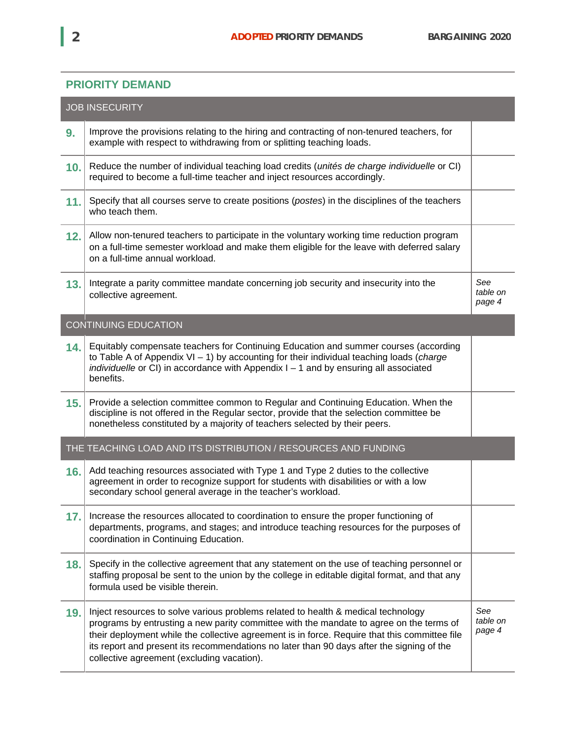## PRIORITY DEMAND

| | JOB INSECURITY | |
|---|---|---|
| **9.** | Improve the provisions relating to the hiring and contracting of non-tenured teachers, for example with respect to withdrawing from or splitting teaching loads. | |
| **10.** | Reduce the number of individual teaching load credits (*unités de charge individuelle* or CI) required to become a full-time teacher and inject resources accordingly. | |
| **11.** | Specify that all courses serve to create positions (*postes*) in the disciplines of the teachers who teach them. | |
| **12.** | Allow non-tenured teachers to participate in the voluntary working time reduction program on a full-time semester workload and make them eligible for the leave with deferred salary on a full-time annual workload. | |
| **13.** | Integrate a parity committee mandate concerning job security and insecurity into the collective agreement. | *See table on page 4* |
| | **CONTINUING EDUCATION** | |
| **14.** | Equitably compensate teachers for Continuing Education and summer courses (according to Table A of Appendix VI – 1) by accounting for their individual teaching loads (*charge individuelle* or CI) in accordance with Appendix I – 1 and by ensuring all associated benefits. | |
| **15.** | Provide a selection committee common to Regular and Continuing Education. When the discipline is not offered in the Regular sector, provide that the selection committee be nonetheless constituted by a majority of teachers selected by their peers. | |
| | **THE TEACHING LOAD AND ITS DISTRIBUTION / RESOURCES AND FUNDING** | |
| **16.** | Add teaching resources associated with Type 1 and Type 2 duties to the collective agreement in order to recognize support for students with disabilities or with a low secondary school general average in the teacher's workload. | |
| **17.** | Increase the resources allocated to coordination to ensure the proper functioning of departments, programs, and stages; and introduce teaching resources for the purposes of coordination in Continuing Education. | |
| **18.** | Specify in the collective agreement that any statement on the use of teaching personnel or staffing proposal be sent to the union by the college in editable digital format, and that any formula used be visible therein. | |
| **19.** | Inject resources to solve various problems related to health & medical technology programs by entrusting a new parity committee with the mandate to agree on the terms of their deployment while the collective agreement is in force. Require that this committee file its report and present its recommendations no later than 90 days after the signing of the collective agreement (excluding vacation). | *See table on page 4* |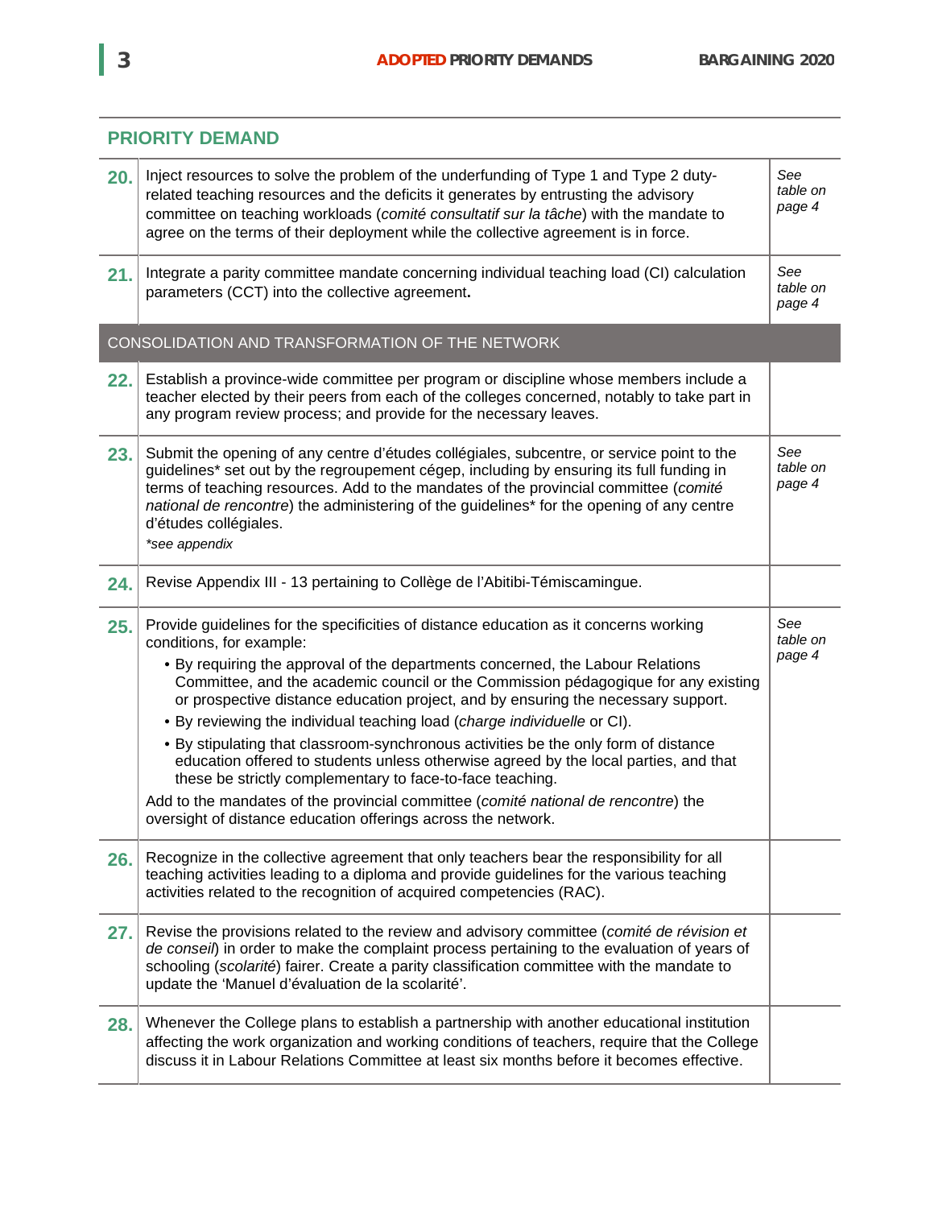## PRIORITY DEMAND

| No. | Demand | |
|---|---|---|
| **20.** | Inject resources to solve the problem of the underfunding of Type 1 and Type 2 duty-related teaching resources and the deficits it generates by entrusting the advisory committee on teaching workloads (*comité consultatif sur la tâche*) with the mandate to agree on the terms of their deployment while the collective agreement is in force. | *See table on page 4* |
| **21.** | Integrate a parity committee mandate concerning individual teaching load (CI) calculation parameters (CCT) into the collective agreement**.** | *See table on page 4* |
| | **CONSOLIDATION AND TRANSFORMATION OF THE NETWORK** | |
| **22.** | Establish a province-wide committee per program or discipline whose members include a teacher elected by their peers from each of the colleges concerned, notably to take part in any program review process; and provide for the necessary leaves. | |
| **23.** | Submit the opening of any centre d'études collégiales, subcentre, or service point to the guidelines* set out by the regroupement cégep, including by ensuring its full funding in terms of teaching resources. Add to the mandates of the provincial committee (*comité national de rencontre*) the administering of the guidelines* for the opening of any centre d'études collégiales.<br>*\*see appendix* | *See table on page 4* |
| **24.** | Revise Appendix III - 13 pertaining to Collège de l'Abitibi-Témiscamingue. | |
| **25.** | Provide guidelines for the specificities of distance education as it concerns working conditions, for example:<br>• By requiring the approval of the departments concerned, the Labour Relations Committee, and the academic council or the Commission pédagogique for any existing or prospective distance education project, and by ensuring the necessary support.<br>• By reviewing the individual teaching load (*charge individuelle* or CI).<br>• By stipulating that classroom-synchronous activities be the only form of distance education offered to students unless otherwise agreed by the local parties, and that these be strictly complementary to face-to-face teaching.<br>Add to the mandates of the provincial committee (*comité national de rencontre*) the oversight of distance education offerings across the network. | *See table on page 4* |
| **26.** | Recognize in the collective agreement that only teachers bear the responsibility for all teaching activities leading to a diploma and provide guidelines for the various teaching activities related to the recognition of acquired competencies (RAC). | |
| **27.** | Revise the provisions related to the review and advisory committee (*comité de révision et de conseil*) in order to make the complaint process pertaining to the evaluation of years of schooling (*scolarité*) fairer. Create a parity classification committee with the mandate to update the 'Manuel d'évaluation de la scolarité'. | |
| **28.** | Whenever the College plans to establish a partnership with another educational institution affecting the work organization and working conditions of teachers, require that the College discuss it in Labour Relations Committee at least six months before it becomes effective. | |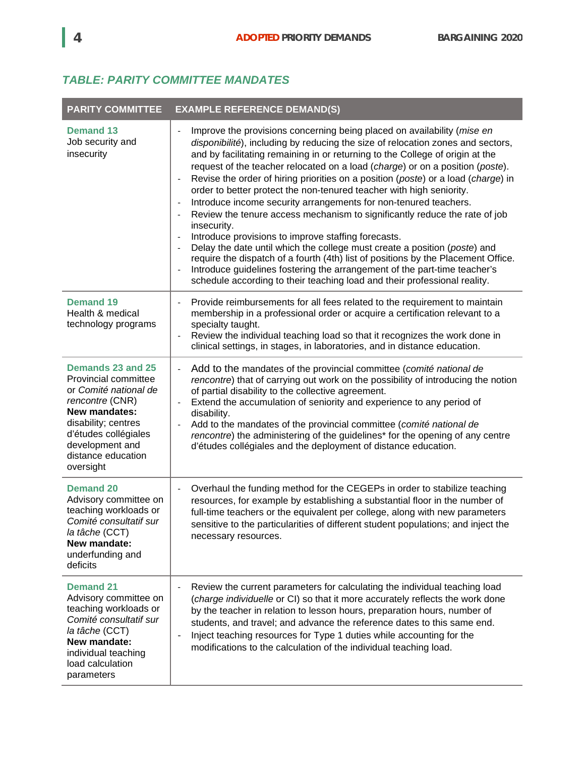## *TABLE: PARITY COMMITTEE MANDATES*

| PARITY COMMITTEE | EXAMPLE REFERENCE DEMAND(S) |
|---|---|
| **Demand 13**<br>Job security and insecurity | - Improve the provisions concerning being placed on availability (*mise en disponibilité*), including by reducing the size of relocation zones and sectors, and by facilitating remaining in or returning to the College of origin at the request of the teacher relocated on a load (*charge*) or on a position (*poste*).<br>- Revise the order of hiring priorities on a position (*poste*) or a load (*charge*) in order to better protect the non-tenured teacher with high seniority.<br>- Introduce income security arrangements for non-tenured teachers.<br>- Review the tenure access mechanism to significantly reduce the rate of job insecurity.<br>- Introduce provisions to improve staffing forecasts.<br>- Delay the date until which the college must create a position (*poste*) and require the dispatch of a fourth (4th) list of positions by the Placement Office.<br>- Introduce guidelines fostering the arrangement of the part-time teacher's schedule according to their teaching load and their professional reality. |
| **Demand 19**<br>Health & medical technology programs | - Provide reimbursements for all fees related to the requirement to maintain membership in a professional order or acquire a certification relevant to a specialty taught.<br>- Review the individual teaching load so that it recognizes the work done in clinical settings, in stages, in laboratories, and in distance education. |
| **Demands 23 and 25**<br>Provincial committee or *Comité national de rencontre* (CNR)<br>**New mandates:** disability; centres d'études collégiales development and distance education oversight | - Add to the mandates of the provincial committee (*comité national de rencontre*) that of carrying out work on the possibility of introducing the notion of partial disability to the collective agreement.<br>- Extend the accumulation of seniority and experience to any period of disability.<br>- Add to the mandates of the provincial committee (*comité national de rencontre*) the administering of the guidelines* for the opening of any centre d'études collégiales and the deployment of distance education. |
| **Demand 20**<br>Advisory committee on teaching workloads or *Comité consultatif sur la tâche* (CCT)<br>**New mandate:** underfunding and deficits | - Overhaul the funding method for the CEGEPs in order to stabilize teaching resources, for example by establishing a substantial floor in the number of full-time teachers or the equivalent per college, along with new parameters sensitive to the particularities of different student populations; and inject the necessary resources. |
| **Demand 21**<br>Advisory committee on teaching workloads or *Comité consultatif sur la tâche* (CCT)<br>**New mandate:** individual teaching load calculation parameters | - Review the current parameters for calculating the individual teaching load (*charge individuelle* or CI) so that it more accurately reflects the work done by the teacher in relation to lesson hours, preparation hours, number of students, and travel; and advance the reference dates to this same end.<br>- Inject teaching resources for Type 1 duties while accounting for the modifications to the calculation of the individual teaching load. |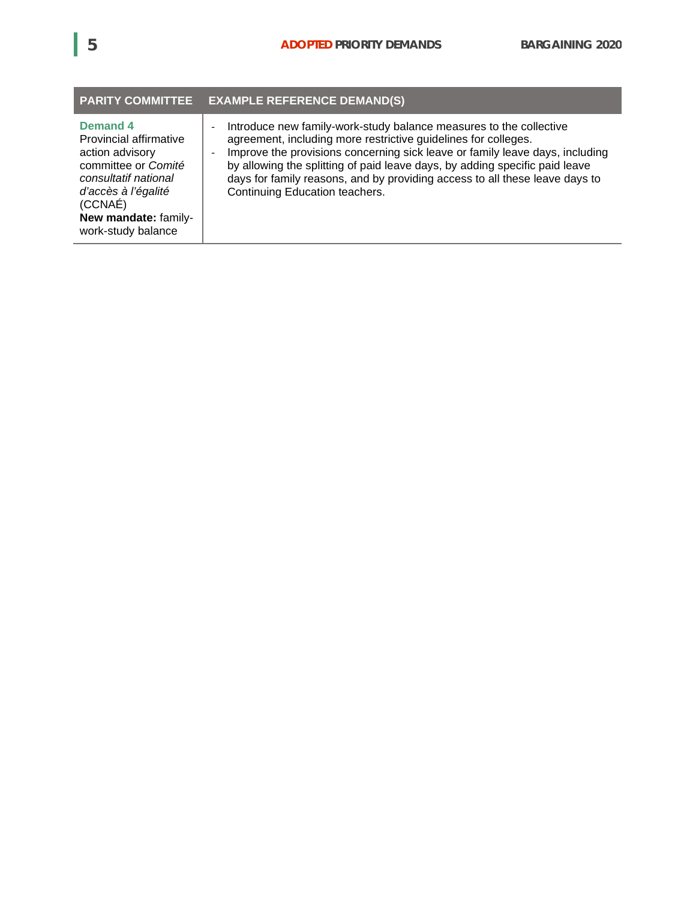| PARITY COMMITTEE | EXAMPLE REFERENCE DEMAND(S) |
|---|---|
| **Demand 4** Provincial affirmative action advisory committee or *Comité consultatif national d'accès à l'égalité* (CCNAÉ) **New mandate:** family-work-study balance | - Introduce new family-work-study balance measures to the collective agreement, including more restrictive guidelines for colleges.<br>- Improve the provisions concerning sick leave or family leave days, including by allowing the splitting of paid leave days, by adding specific paid leave days for family reasons, and by providing access to all these leave days to Continuing Education teachers. |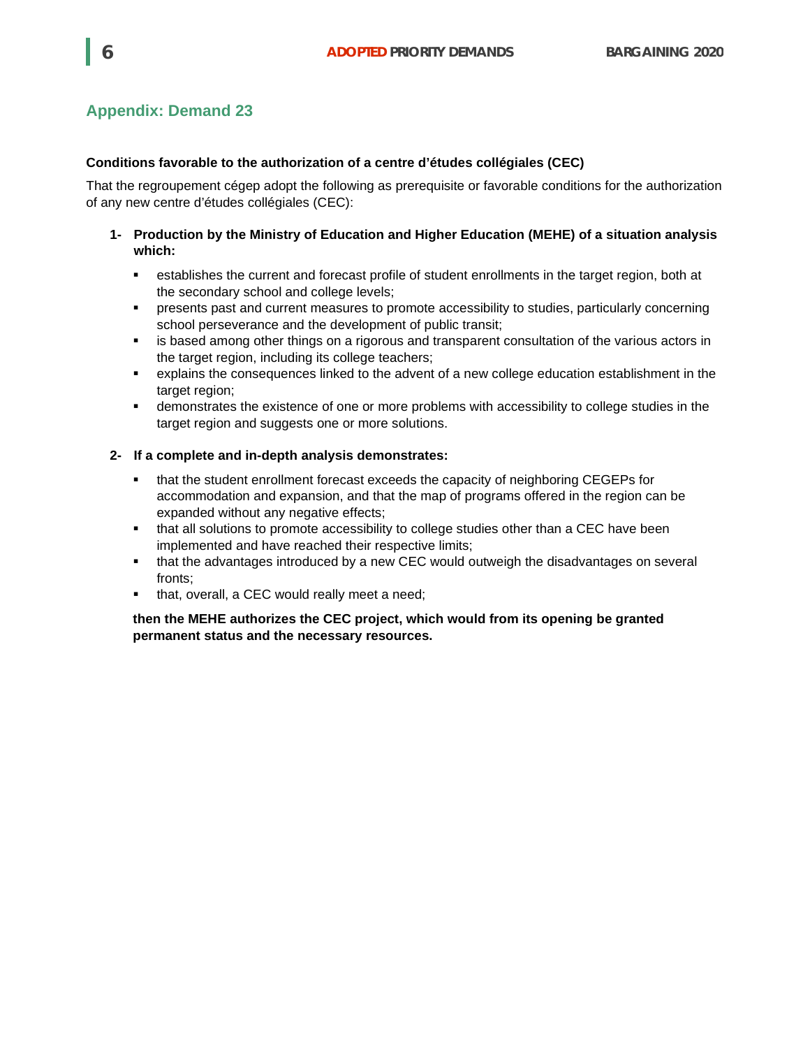## Appendix: Demand 23

**Conditions favorable to the authorization of a centre d'études collégiales (CEC)**

That the regroupement cégep adopt the following as prerequisite or favorable conditions for the authorization of any new centre d'études collégiales (CEC):

**1- Production by the Ministry of Education and Higher Education (MEHE) of a situation analysis which:**

- establishes the current and forecast profile of student enrollments in the target region, both at the secondary school and college levels;
- presents past and current measures to promote accessibility to studies, particularly concerning school perseverance and the development of public transit;
- is based among other things on a rigorous and transparent consultation of the various actors in the target region, including its college teachers;
- explains the consequences linked to the advent of a new college education establishment in the target region;
- demonstrates the existence of one or more problems with accessibility to college studies in the target region and suggests one or more solutions.

**2- If a complete and in-depth analysis demonstrates:**

- that the student enrollment forecast exceeds the capacity of neighboring CEGEPs for accommodation and expansion, and that the map of programs offered in the region can be expanded without any negative effects;
- that all solutions to promote accessibility to college studies other than a CEC have been implemented and have reached their respective limits;
- that the advantages introduced by a new CEC would outweigh the disadvantages on several fronts;
- that, overall, a CEC would really meet a need;

**then the MEHE authorizes the CEC project, which would from its opening be granted permanent status and the necessary resources.**